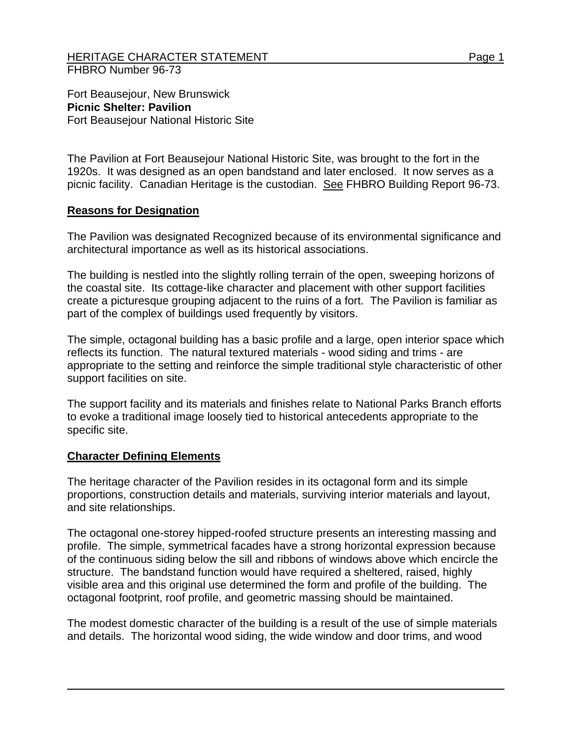Fort Beausejour, New Brunswick
**Picnic Shelter: Pavilion**
Fort Beausejour National Historic Site

The Pavilion at Fort Beausejour National Historic Site, was brought to the fort in the 1920s. It was designed as an open bandstand and later enclosed. It now serves as a picnic facility. Canadian Heritage is the custodian. See FHBRO Building Report 96-73.

## Reasons for Designation

The Pavilion was designated Recognized because of its environmental significance and architectural importance as well as its historical associations.

The building is nestled into the slightly rolling terrain of the open, sweeping horizons of the coastal site. Its cottage-like character and placement with other support facilities create a picturesque grouping adjacent to the ruins of a fort. The Pavilion is familiar as part of the complex of buildings used frequently by visitors.

The simple, octagonal building has a basic profile and a large, open interior space which reflects its function. The natural textured materials - wood siding and trims - are appropriate to the setting and reinforce the simple traditional style characteristic of other support facilities on site.

The support facility and its materials and finishes relate to National Parks Branch efforts to evoke a traditional image loosely tied to historical antecedents appropriate to the specific site.

## Character Defining Elements

The heritage character of the Pavilion resides in its octagonal form and its simple proportions, construction details and materials, surviving interior materials and layout, and site relationships.

The octagonal one-storey hipped-roofed structure presents an interesting massing and profile. The simple, symmetrical facades have a strong horizontal expression because of the continuous siding below the sill and ribbons of windows above which encircle the structure. The bandstand function would have required a sheltered, raised, highly visible area and this original use determined the form and profile of the building. The octagonal footprint, roof profile, and geometric massing should be maintained.

The modest domestic character of the building is a result of the use of simple materials and details. The horizontal wood siding, the wide window and door trims, and wood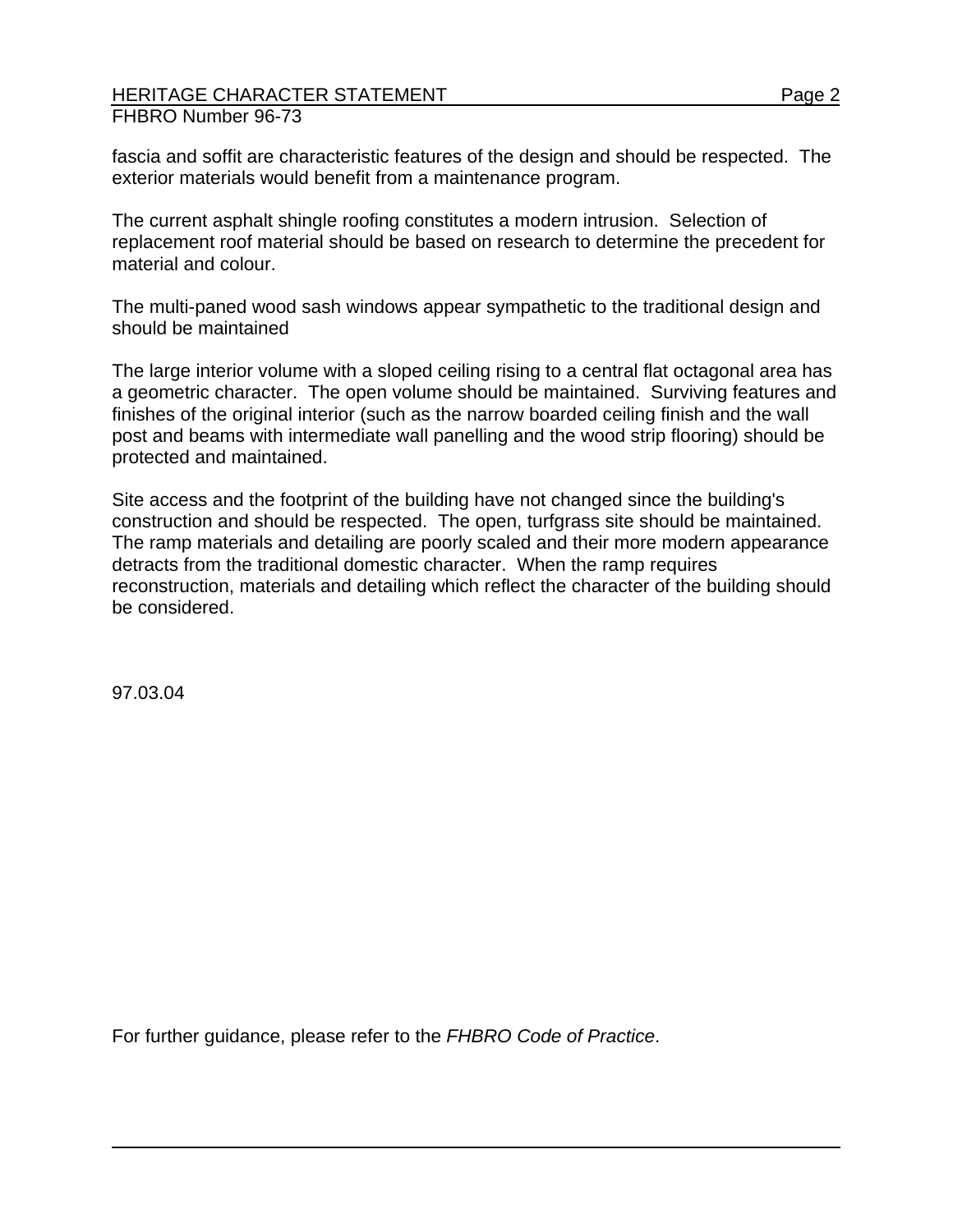fascia and soffit are characteristic features of the design and should be respected. The exterior materials would benefit from a maintenance program.

The current asphalt shingle roofing constitutes a modern intrusion. Selection of replacement roof material should be based on research to determine the precedent for material and colour.

The multi-paned wood sash windows appear sympathetic to the traditional design and should be maintained

The large interior volume with a sloped ceiling rising to a central flat octagonal area has a geometric character. The open volume should be maintained. Surviving features and finishes of the original interior (such as the narrow boarded ceiling finish and the wall post and beams with intermediate wall panelling and the wood strip flooring) should be protected and maintained.

Site access and the footprint of the building have not changed since the building's construction and should be respected. The open, turfgrass site should be maintained. The ramp materials and detailing are poorly scaled and their more modern appearance detracts from the traditional domestic character. When the ramp requires reconstruction, materials and detailing which reflect the character of the building should be considered.

97.03.04

For further guidance, please refer to the *FHBRO Code of Practice*.